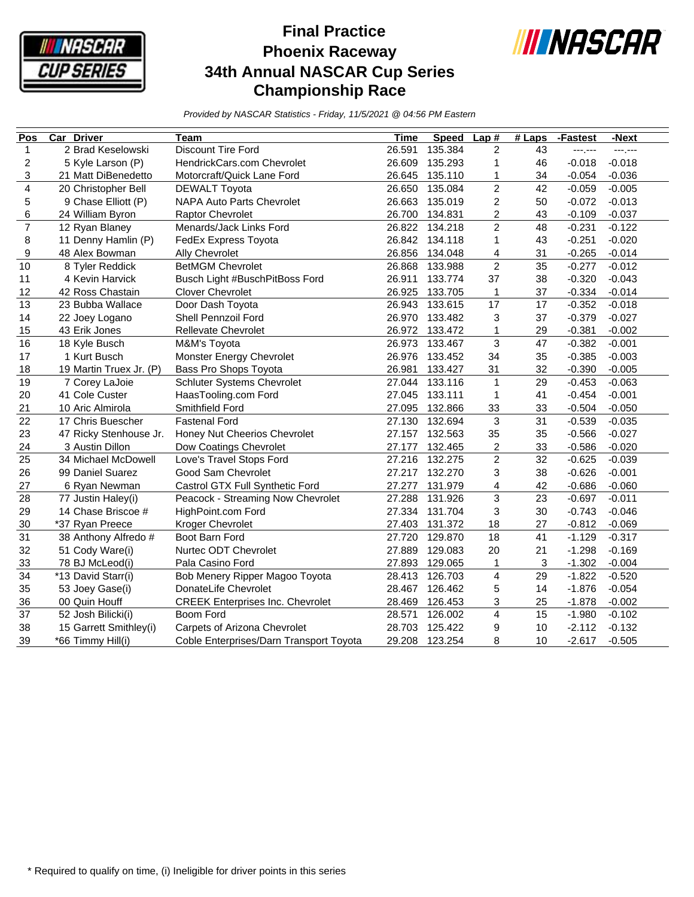# Final Practice
# Phoenix Raceway
# 34th Annual NASCAR Cup Series
# Championship Race

*Provided by NASCAR Statistics - Friday, 11/5/2021 @ 04:56 PM Eastern*

| Pos | Car | Driver | Team | Time | Speed | Lap # | # Laps | -Fastest | -Next |
|---|---|---|---|---|---|---|---|---|---|
| 1 | 2 | Brad Keselowski | Discount Tire Ford | 26.591 | 135.384 | 2 | 43 | ---.--- | ---.--- |
| 2 | 5 | Kyle Larson (P) | HendrickCars.com Chevrolet | 26.609 | 135.293 | 1 | 46 | -0.018 | -0.018 |
| 3 | 21 | Matt DiBenedetto | Motorcraft/Quick Lane Ford | 26.645 | 135.110 | 1 | 34 | -0.054 | -0.036 |
| 4 | 20 | Christopher Bell | DEWALT Toyota | 26.650 | 135.084 | 2 | 42 | -0.059 | -0.005 |
| 5 | 9 | Chase Elliott (P) | NAPA Auto Parts Chevrolet | 26.663 | 135.019 | 2 | 50 | -0.072 | -0.013 |
| 6 | 24 | William Byron | Raptor Chevrolet | 26.700 | 134.831 | 2 | 43 | -0.109 | -0.037 |
| 7 | 12 | Ryan Blaney | Menards/Jack Links Ford | 26.822 | 134.218 | 2 | 48 | -0.231 | -0.122 |
| 8 | 11 | Denny Hamlin (P) | FedEx Express Toyota | 26.842 | 134.118 | 1 | 43 | -0.251 | -0.020 |
| 9 | 48 | Alex Bowman | Ally Chevrolet | 26.856 | 134.048 | 4 | 31 | -0.265 | -0.014 |
| 10 | 8 | Tyler Reddick | BetMGM Chevrolet | 26.868 | 133.988 | 2 | 35 | -0.277 | -0.012 |
| 11 | 4 | Kevin Harvick | Busch Light #BuschPitBoss Ford | 26.911 | 133.774 | 37 | 38 | -0.320 | -0.043 |
| 12 | 42 | Ross Chastain | Clover Chevrolet | 26.925 | 133.705 | 1 | 37 | -0.334 | -0.014 |
| 13 | 23 | Bubba Wallace | Door Dash Toyota | 26.943 | 133.615 | 17 | 17 | -0.352 | -0.018 |
| 14 | 22 | Joey Logano | Shell Pennzoil Ford | 26.970 | 133.482 | 3 | 37 | -0.379 | -0.027 |
| 15 | 43 | Erik Jones | Rellevate Chevrolet | 26.972 | 133.472 | 1 | 29 | -0.381 | -0.002 |
| 16 | 18 | Kyle Busch | M&M's Toyota | 26.973 | 133.467 | 3 | 47 | -0.382 | -0.001 |
| 17 | 1 | Kurt Busch | Monster Energy Chevrolet | 26.976 | 133.452 | 34 | 35 | -0.385 | -0.003 |
| 18 | 19 | Martin Truex Jr. (P) | Bass Pro Shops Toyota | 26.981 | 133.427 | 31 | 32 | -0.390 | -0.005 |
| 19 | 7 | Corey LaJoie | Schluter Systems Chevrolet | 27.044 | 133.116 | 1 | 29 | -0.453 | -0.063 |
| 20 | 41 | Cole Custer | HaasTooling.com Ford | 27.045 | 133.111 | 1 | 41 | -0.454 | -0.001 |
| 21 | 10 | Aric Almirola | Smithfield Ford | 27.095 | 132.866 | 33 | 33 | -0.504 | -0.050 |
| 22 | 17 | Chris Buescher | Fastenal Ford | 27.130 | 132.694 | 3 | 31 | -0.539 | -0.035 |
| 23 | 47 | Ricky Stenhouse Jr. | Honey Nut Cheerios Chevrolet | 27.157 | 132.563 | 35 | 35 | -0.566 | -0.027 |
| 24 | 3 | Austin Dillon | Dow Coatings Chevrolet | 27.177 | 132.465 | 2 | 33 | -0.586 | -0.020 |
| 25 | 34 | Michael McDowell | Love's Travel Stops Ford | 27.216 | 132.275 | 2 | 32 | -0.625 | -0.039 |
| 26 | 99 | Daniel Suarez | Good Sam Chevrolet | 27.217 | 132.270 | 3 | 38 | -0.626 | -0.001 |
| 27 | 6 | Ryan Newman | Castrol GTX Full Synthetic Ford | 27.277 | 131.979 | 4 | 42 | -0.686 | -0.060 |
| 28 | 77 | Justin Haley(i) | Peacock - Streaming Now Chevrolet | 27.288 | 131.926 | 3 | 23 | -0.697 | -0.011 |
| 29 | 14 | Chase Briscoe # | HighPoint.com Ford | 27.334 | 131.704 | 3 | 30 | -0.743 | -0.046 |
| 30 | *37 | Ryan Preece | Kroger Chevrolet | 27.403 | 131.372 | 18 | 27 | -0.812 | -0.069 |
| 31 | 38 | Anthony Alfredo # | Boot Barn Ford | 27.720 | 129.870 | 18 | 41 | -1.129 | -0.317 |
| 32 | 51 | Cody Ware(i) | Nurtec ODT Chevrolet | 27.889 | 129.083 | 20 | 21 | -1.298 | -0.169 |
| 33 | 78 | BJ McLeod(i) | Pala Casino Ford | 27.893 | 129.065 | 1 | 3 | -1.302 | -0.004 |
| 34 | *13 | David Starr(i) | Bob Menery Ripper Magoo Toyota | 28.413 | 126.703 | 4 | 29 | -1.822 | -0.520 |
| 35 | 53 | Joey Gase(i) | DonateLife Chevrolet | 28.467 | 126.462 | 5 | 14 | -1.876 | -0.054 |
| 36 | 00 | Quin Houff | CREEK Enterprises Inc. Chevrolet | 28.469 | 126.453 | 3 | 25 | -1.878 | -0.002 |
| 37 | 52 | Josh Bilicki(i) | Boom Ford | 28.571 | 126.002 | 4 | 15 | -1.980 | -0.102 |
| 38 | 15 | Garrett Smithley(i) | Carpets of Arizona Chevrolet | 28.703 | 125.422 | 9 | 10 | -2.112 | -0.132 |
| 39 | *66 | Timmy Hill(i) | Coble Enterprises/Darn Transport Toyota | 29.208 | 123.254 | 8 | 10 | -2.617 | -0.505 |

\* Required to qualify on time, (i) Ineligible for driver points in this series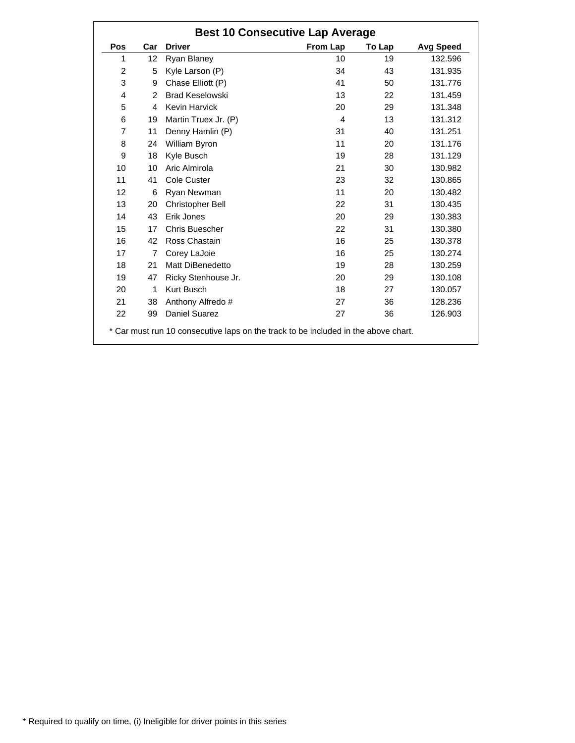## Best 10 Consecutive Lap Average

| Pos | Car | Driver | From Lap | To Lap | Avg Speed |
|---|---|---|---|---|---|
| 1 | 12 | Ryan Blaney | 10 | 19 | 132.596 |
| 2 | 5 | Kyle Larson (P) | 34 | 43 | 131.935 |
| 3 | 9 | Chase Elliott (P) | 41 | 50 | 131.776 |
| 4 | 2 | Brad Keselowski | 13 | 22 | 131.459 |
| 5 | 4 | Kevin Harvick | 20 | 29 | 131.348 |
| 6 | 19 | Martin Truex Jr. (P) | 4 | 13 | 131.312 |
| 7 | 11 | Denny Hamlin (P) | 31 | 40 | 131.251 |
| 8 | 24 | William Byron | 11 | 20 | 131.176 |
| 9 | 18 | Kyle Busch | 19 | 28 | 131.129 |
| 10 | 10 | Aric Almirola | 21 | 30 | 130.982 |
| 11 | 41 | Cole Custer | 23 | 32 | 130.865 |
| 12 | 6 | Ryan Newman | 11 | 20 | 130.482 |
| 13 | 20 | Christopher Bell | 22 | 31 | 130.435 |
| 14 | 43 | Erik Jones | 20 | 29 | 130.383 |
| 15 | 17 | Chris Buescher | 22 | 31 | 130.380 |
| 16 | 42 | Ross Chastain | 16 | 25 | 130.378 |
| 17 | 7 | Corey LaJoie | 16 | 25 | 130.274 |
| 18 | 21 | Matt DiBenedetto | 19 | 28 | 130.259 |
| 19 | 47 | Ricky Stenhouse Jr. | 20 | 29 | 130.108 |
| 20 | 1 | Kurt Busch | 18 | 27 | 130.057 |
| 21 | 38 | Anthony Alfredo # | 27 | 36 | 128.236 |
| 22 | 99 | Daniel Suarez | 27 | 36 | 126.903 |

* Car must run 10 consecutive laps on the track to be included in the above chart.

* Required to qualify on time, (i) Ineligible for driver points in this series